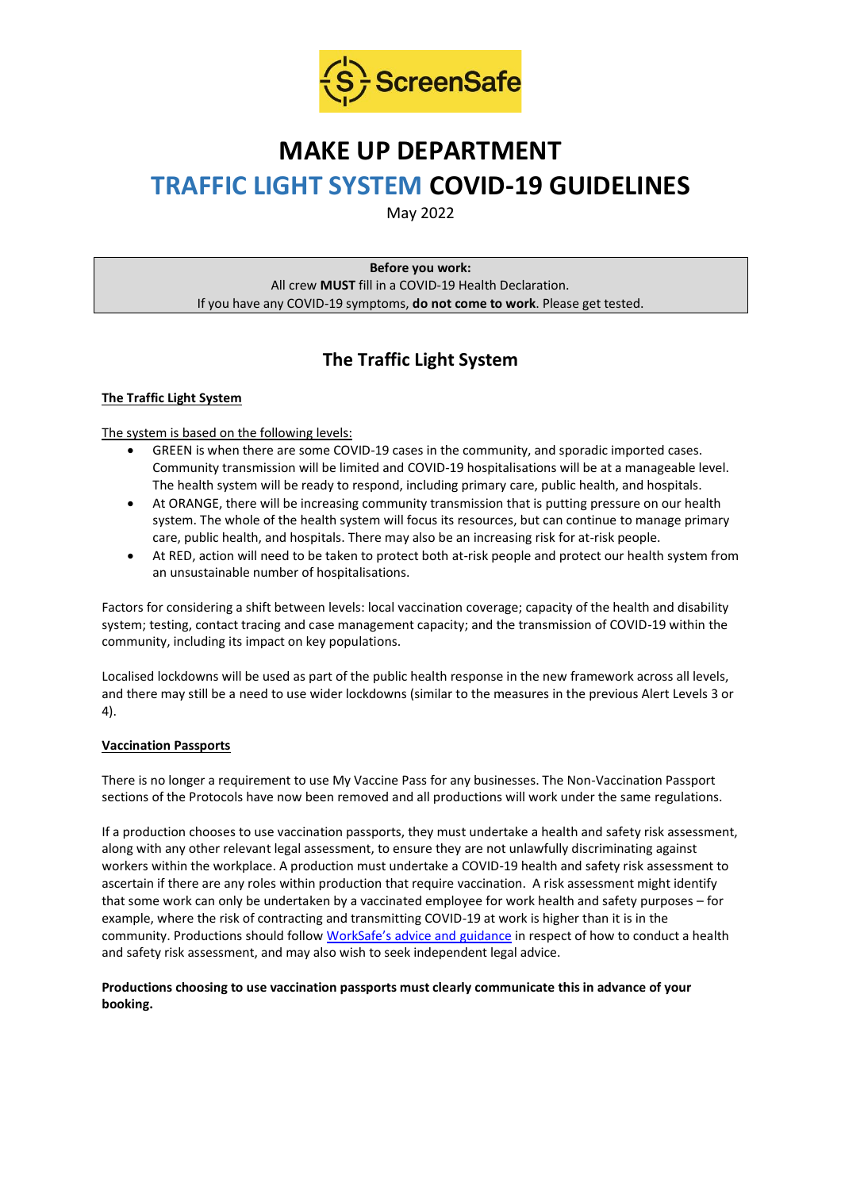# MAKE UP DEPARTMENT

# TRAFFIC LIGHT SYSTEM COVID-19 GUIDELINES

May 2022

**Before you work:**
All crew **MUST** fill in a COVID-19 Health Declaration.
If you have any COVID-19 symptoms, **do not come to work**. Please get tested.

## The Traffic Light System

**The Traffic Light System**

The system is based on the following levels:

- GREEN is when there are some COVID-19 cases in the community, and sporadic imported cases. Community transmission will be limited and COVID-19 hospitalisations will be at a manageable level. The health system will be ready to respond, including primary care, public health, and hospitals.
- At ORANGE, there will be increasing community transmission that is putting pressure on our health system. The whole of the health system will focus its resources, but can continue to manage primary care, public health, and hospitals. There may also be an increasing risk for at-risk people.
- At RED, action will need to be taken to protect both at-risk people and protect our health system from an unsustainable number of hospitalisations.

Factors for considering a shift between levels: local vaccination coverage; capacity of the health and disability system; testing, contact tracing and case management capacity; and the transmission of COVID-19 within the community, including its impact on key populations.

Localised lockdowns will be used as part of the public health response in the new framework across all levels, and there may still be a need to use wider lockdowns (similar to the measures in the previous Alert Levels 3 or 4).

**Vaccination Passports**

There is no longer a requirement to use My Vaccine Pass for any businesses. The Non-Vaccination Passport sections of the Protocols have now been removed and all productions will work under the same regulations.

If a production chooses to use vaccination passports, they must undertake a health and safety risk assessment, along with any other relevant legal assessment, to ensure they are not unlawfully discriminating against workers within the workplace. A production must undertake a COVID-19 health and safety risk assessment to ascertain if there are any roles within production that require vaccination. A risk assessment might identify that some work can only be undertaken by a vaccinated employee for work health and safety purposes – for example, where the risk of contracting and transmitting COVID-19 at work is higher than it is in the community. Productions should follow WorkSafe's advice and guidance in respect of how to conduct a health and safety risk assessment, and may also wish to seek independent legal advice.

**Productions choosing to use vaccination passports must clearly communicate this in advance of your booking.**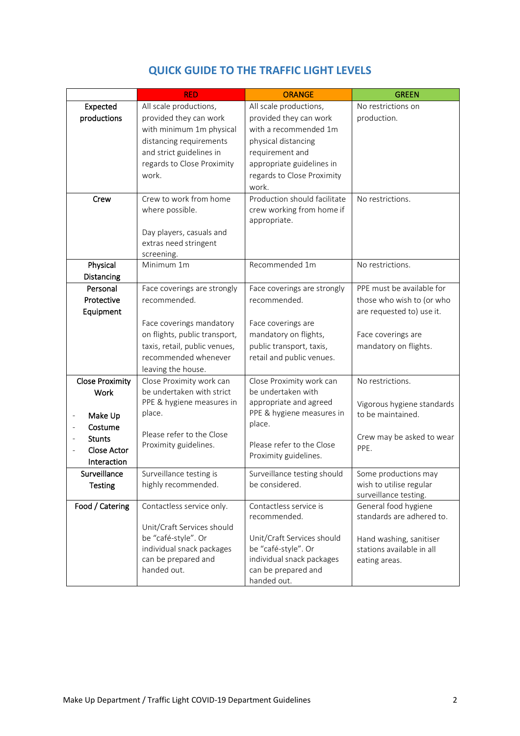## QUICK GUIDE TO THE TRAFFIC LIGHT LEVELS

| | RED | ORANGE | GREEN |
|---|---|---|---|
| **Expected productions** | All scale productions, provided they can work with minimum 1m physical distancing requirements and strict guidelines in regards to Close Proximity work. | All scale productions, provided they can work with a recommended 1m physical distancing requirement and appropriate guidelines in regards to Close Proximity work. | No restrictions on production. |
| **Crew** | Crew to work from home where possible.<br><br>Day players, casuals and extras need stringent screening. | Production should facilitate crew working from home if appropriate. | No restrictions. |
| **Physical Distancing** | Minimum 1m | Recommended 1m | No restrictions. |
| **Personal Protective Equipment** | Face coverings are strongly recommended.<br><br>Face coverings mandatory on flights, public transport, taxis, retail, public venues, recommended whenever leaving the house. | Face coverings are strongly recommended.<br><br>Face coverings are mandatory on flights, public transport, taxis, retail and public venues. | PPE must be available for those who wish to (or who are requested to) use it.<br><br>Face coverings are mandatory on flights. |
| **Close Proximity Work**<br><br>- Make Up<br>- Costume<br>- Stunts<br>- Close Actor Interaction | Close Proximity work can be undertaken with strict PPE & hygiene measures in place.<br><br>Please refer to the Close Proximity guidelines. | Close Proximity work can be undertaken with appropriate and agreed PPE & hygiene measures in place.<br><br>Please refer to the Close Proximity guidelines. | No restrictions.<br><br>Vigorous hygiene standards to be maintained.<br><br>Crew may be asked to wear PPE. |
| **Surveillance Testing** | Surveillance testing is highly recommended. | Surveillance testing should be considered. | Some productions may wish to utilise regular surveillance testing. |
| **Food / Catering** | Contactless service only.<br><br>Unit/Craft Services should be "café-style". Or individual snack packages can be prepared and handed out. | Contactless service is recommended.<br><br>Unit/Craft Services should be "café-style". Or individual snack packages can be prepared and handed out. | General food hygiene standards are adhered to.<br><br>Hand washing, sanitiser stations available in all eating areas. |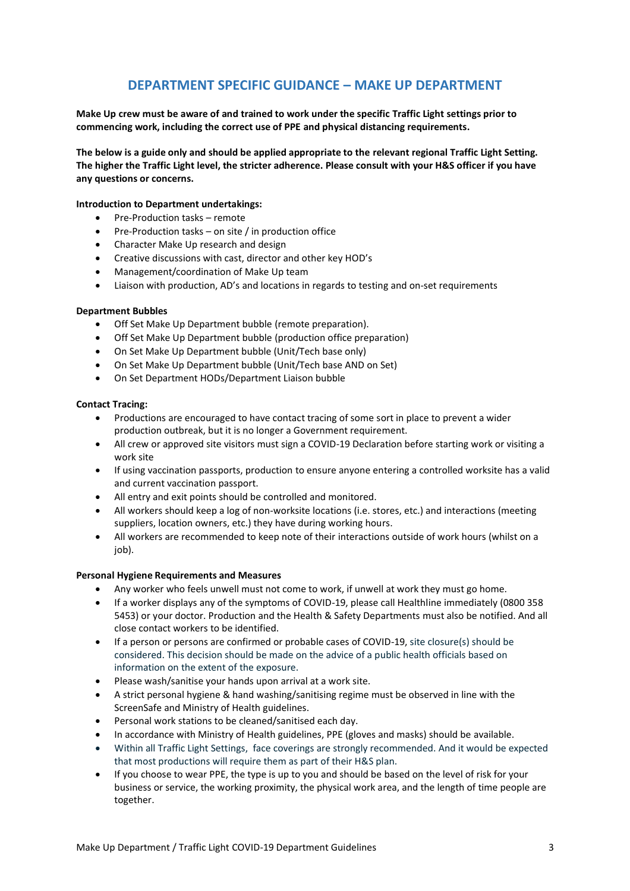## DEPARTMENT SPECIFIC GUIDANCE – MAKE UP DEPARTMENT

**Make Up crew must be aware of and trained to work under the specific Traffic Light settings prior to commencing work, including the correct use of PPE and physical distancing requirements.**

**The below is a guide only and should be applied appropriate to the relevant regional Traffic Light Setting. The higher the Traffic Light level, the stricter adherence. Please consult with your H&S officer if you have any questions or concerns.**

**Introduction to Department undertakings:**

- Pre-Production tasks – remote
- Pre-Production tasks – on site / in production office
- Character Make Up research and design
- Creative discussions with cast, director and other key HOD's
- Management/coordination of Make Up team
- Liaison with production, AD's and locations in regards to testing and on-set requirements

**Department Bubbles**

- Off Set Make Up Department bubble (remote preparation).
- Off Set Make Up Department bubble (production office preparation)
- On Set Make Up Department bubble (Unit/Tech base only)
- On Set Make Up Department bubble (Unit/Tech base AND on Set)
- On Set Department HODs/Department Liaison bubble

**Contact Tracing:**

- Productions are encouraged to have contact tracing of some sort in place to prevent a wider production outbreak, but it is no longer a Government requirement.
- All crew or approved site visitors must sign a COVID-19 Declaration before starting work or visiting a work site
- If using vaccination passports, production to ensure anyone entering a controlled worksite has a valid and current vaccination passport.
- All entry and exit points should be controlled and monitored.
- All workers should keep a log of non-worksite locations (i.e. stores, etc.) and interactions (meeting suppliers, location owners, etc.) they have during working hours.
- All workers are recommended to keep note of their interactions outside of work hours (whilst on a job).

**Personal Hygiene Requirements and Measures**

- Any worker who feels unwell must not come to work, if unwell at work they must go home.
- If a worker displays any of the symptoms of COVID-19, please call Healthline immediately (0800 358 5453) or your doctor. Production and the Health & Safety Departments must also be notified. And all close contact workers to be identified.
- If a person or persons are confirmed or probable cases of COVID-19, site closure(s) should be considered. This decision should be made on the advice of a public health officials based on information on the extent of the exposure.
- Please wash/sanitise your hands upon arrival at a work site.
- A strict personal hygiene & hand washing/sanitising regime must be observed in line with the ScreenSafe and Ministry of Health guidelines.
- Personal work stations to be cleaned/sanitised each day.
- In accordance with Ministry of Health guidelines, PPE (gloves and masks) should be available.
- Within all Traffic Light Settings, face coverings are strongly recommended. And it would be expected that most productions will require them as part of their H&S plan.
- If you choose to wear PPE, the type is up to you and should be based on the level of risk for your business or service, the working proximity, the physical work area, and the length of time people are together.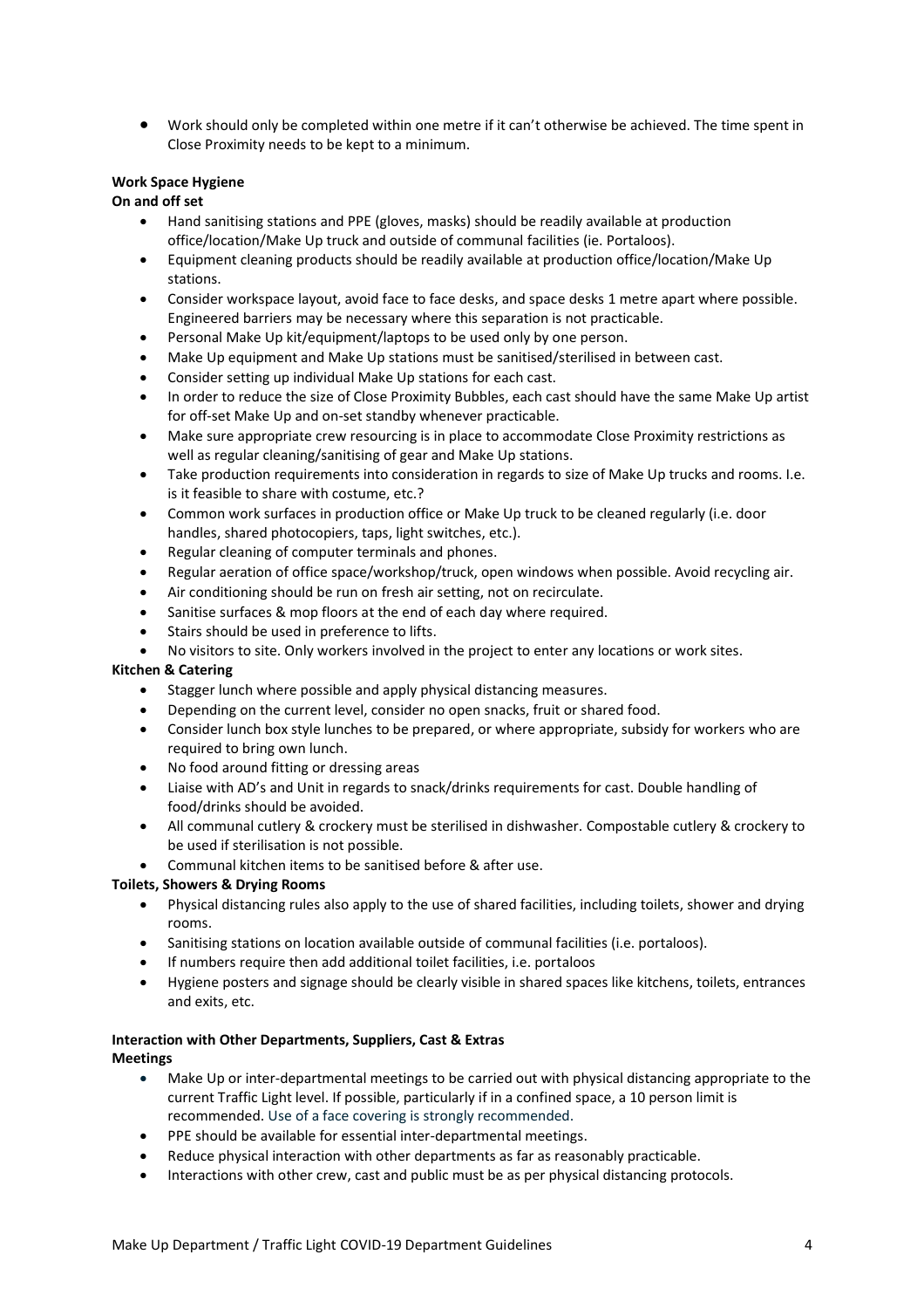- Work should only be completed within one metre if it can't otherwise be achieved. The time spent in Close Proximity needs to be kept to a minimum.

**Work Space Hygiene**

**On and off set**

- Hand sanitising stations and PPE (gloves, masks) should be readily available at production office/location/Make Up truck and outside of communal facilities (ie. Portaloos).
- Equipment cleaning products should be readily available at production office/location/Make Up stations.
- Consider workspace layout, avoid face to face desks, and space desks 1 metre apart where possible. Engineered barriers may be necessary where this separation is not practicable.
- Personal Make Up kit/equipment/laptops to be used only by one person.
- Make Up equipment and Make Up stations must be sanitised/sterilised in between cast.
- Consider setting up individual Make Up stations for each cast.
- In order to reduce the size of Close Proximity Bubbles, each cast should have the same Make Up artist for off-set Make Up and on-set standby whenever practicable.
- Make sure appropriate crew resourcing is in place to accommodate Close Proximity restrictions as well as regular cleaning/sanitising of gear and Make Up stations.
- Take production requirements into consideration in regards to size of Make Up trucks and rooms. I.e. is it feasible to share with costume, etc.?
- Common work surfaces in production office or Make Up truck to be cleaned regularly (i.e. door handles, shared photocopiers, taps, light switches, etc.).
- Regular cleaning of computer terminals and phones.
- Regular aeration of office space/workshop/truck, open windows when possible. Avoid recycling air.
- Air conditioning should be run on fresh air setting, not on recirculate.
- Sanitise surfaces & mop floors at the end of each day where required.
- Stairs should be used in preference to lifts.
- No visitors to site. Only workers involved in the project to enter any locations or work sites.

**Kitchen & Catering**

- Stagger lunch where possible and apply physical distancing measures.
- Depending on the current level, consider no open snacks, fruit or shared food.
- Consider lunch box style lunches to be prepared, or where appropriate, subsidy for workers who are required to bring own lunch.
- No food around fitting or dressing areas
- Liaise with AD's and Unit in regards to snack/drinks requirements for cast. Double handling of food/drinks should be avoided.
- All communal cutlery & crockery must be sterilised in dishwasher. Compostable cutlery & crockery to be used if sterilisation is not possible.
- Communal kitchen items to be sanitised before & after use.

**Toilets, Showers & Drying Rooms**

- Physical distancing rules also apply to the use of shared facilities, including toilets, shower and drying rooms.
- Sanitising stations on location available outside of communal facilities (i.e. portaloos).
- If numbers require then add additional toilet facilities, i.e. portaloos
- Hygiene posters and signage should be clearly visible in shared spaces like kitchens, toilets, entrances and exits, etc.

**Interaction with Other Departments, Suppliers, Cast & Extras**

**Meetings**

- Make Up or inter-departmental meetings to be carried out with physical distancing appropriate to the current Traffic Light level. If possible, particularly if in a confined space, a 10 person limit is recommended. Use of a face covering is strongly recommended.
- PPE should be available for essential inter-departmental meetings.
- Reduce physical interaction with other departments as far as reasonably practicable.
- Interactions with other crew, cast and public must be as per physical distancing protocols.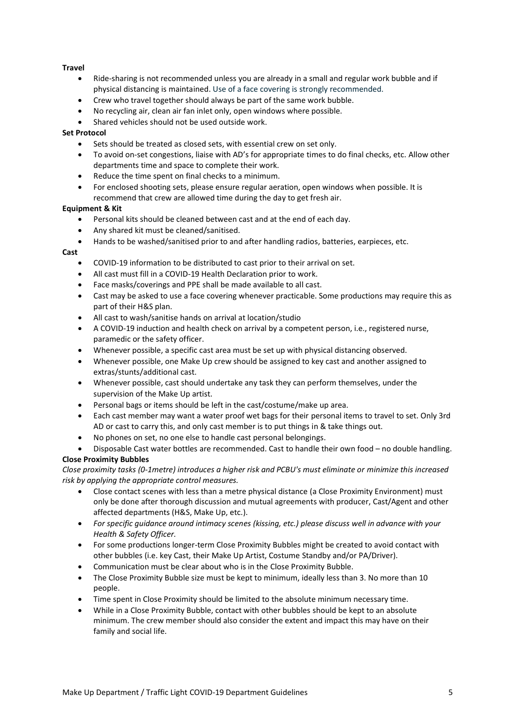**Travel**

- Ride-sharing is not recommended unless you are already in a small and regular work bubble and if physical distancing is maintained. Use of a face covering is strongly recommended.
- Crew who travel together should always be part of the same work bubble.
- No recycling air, clean air fan inlet only, open windows where possible.
- Shared vehicles should not be used outside work.

**Set Protocol**

- Sets should be treated as closed sets, with essential crew on set only.
- To avoid on-set congestions, liaise with AD's for appropriate times to do final checks, etc. Allow other departments time and space to complete their work.
- Reduce the time spent on final checks to a minimum.
- For enclosed shooting sets, please ensure regular aeration, open windows when possible. It is recommend that crew are allowed time during the day to get fresh air.

**Equipment & Kit**

- Personal kits should be cleaned between cast and at the end of each day.
- Any shared kit must be cleaned/sanitised.
- Hands to be washed/sanitised prior to and after handling radios, batteries, earpieces, etc.

**Cast**

- COVID-19 information to be distributed to cast prior to their arrival on set.
- All cast must fill in a COVID-19 Health Declaration prior to work.
- Face masks/coverings and PPE shall be made available to all cast.
- Cast may be asked to use a face covering whenever practicable. Some productions may require this as part of their H&S plan.
- All cast to wash/sanitise hands on arrival at location/studio
- A COVID-19 induction and health check on arrival by a competent person, i.e., registered nurse, paramedic or the safety officer.
- Whenever possible, a specific cast area must be set up with physical distancing observed.
- Whenever possible, one Make Up crew should be assigned to key cast and another assigned to extras/stunts/additional cast.
- Whenever possible, cast should undertake any task they can perform themselves, under the supervision of the Make Up artist.
- Personal bags or items should be left in the cast/costume/make up area.
- Each cast member may want a water proof wet bags for their personal items to travel to set. Only 3rd AD or cast to carry this, and only cast member is to put things in & take things out.
- No phones on set, no one else to handle cast personal belongings.
- Disposable Cast water bottles are recommended. Cast to handle their own food – no double handling.

**Close Proximity Bubbles**

*Close proximity tasks (0-1metre) introduces a higher risk and PCBU's must eliminate or minimize this increased risk by applying the appropriate control measures.*

- Close contact scenes with less than a metre physical distance (a Close Proximity Environment) must only be done after thorough discussion and mutual agreements with producer, Cast/Agent and other affected departments (H&S, Make Up, etc.).
- *For specific guidance around intimacy scenes (kissing, etc.) please discuss well in advance with your Health & Safety Officer.*
- For some productions longer-term Close Proximity Bubbles might be created to avoid contact with other bubbles (i.e. key Cast, their Make Up Artist, Costume Standby and/or PA/Driver).
- Communication must be clear about who is in the Close Proximity Bubble.
- The Close Proximity Bubble size must be kept to minimum, ideally less than 3. No more than 10 people.
- Time spent in Close Proximity should be limited to the absolute minimum necessary time.
- While in a Close Proximity Bubble, contact with other bubbles should be kept to an absolute minimum. The crew member should also consider the extent and impact this may have on their family and social life.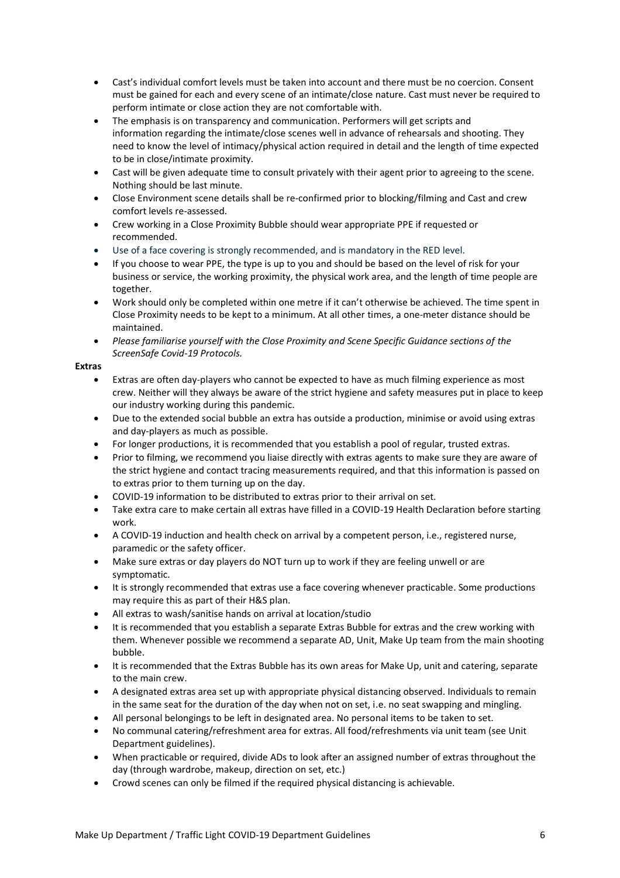- Cast's individual comfort levels must be taken into account and there must be no coercion. Consent must be gained for each and every scene of an intimate/close nature. Cast must never be required to perform intimate or close action they are not comfortable with.
- The emphasis is on transparency and communication. Performers will get scripts and information regarding the intimate/close scenes well in advance of rehearsals and shooting. They need to know the level of intimacy/physical action required in detail and the length of time expected to be in close/intimate proximity.
- Cast will be given adequate time to consult privately with their agent prior to agreeing to the scene. Nothing should be last minute.
- Close Environment scene details shall be re-confirmed prior to blocking/filming and Cast and crew comfort levels re-assessed.
- Crew working in a Close Proximity Bubble should wear appropriate PPE if requested or recommended.
- Use of a face covering is strongly recommended, and is mandatory in the RED level.
- If you choose to wear PPE, the type is up to you and should be based on the level of risk for your business or service, the working proximity, the physical work area, and the length of time people are together.
- Work should only be completed within one metre if it can't otherwise be achieved. The time spent in Close Proximity needs to be kept to a minimum. At all other times, a one-meter distance should be maintained.
- *Please familiarise yourself with the Close Proximity and Scene Specific Guidance sections of the ScreenSafe Covid-19 Protocols.*

**Extras**

- Extras are often day-players who cannot be expected to have as much filming experience as most crew. Neither will they always be aware of the strict hygiene and safety measures put in place to keep our industry working during this pandemic.
- Due to the extended social bubble an extra has outside a production, minimise or avoid using extras and day-players as much as possible.
- For longer productions, it is recommended that you establish a pool of regular, trusted extras.
- Prior to filming, we recommend you liaise directly with extras agents to make sure they are aware of the strict hygiene and contact tracing measurements required, and that this information is passed on to extras prior to them turning up on the day.
- COVID-19 information to be distributed to extras prior to their arrival on set.
- Take extra care to make certain all extras have filled in a COVID-19 Health Declaration before starting work.
- A COVID-19 induction and health check on arrival by a competent person, i.e., registered nurse, paramedic or the safety officer.
- Make sure extras or day players do NOT turn up to work if they are feeling unwell or are symptomatic.
- It is strongly recommended that extras use a face covering whenever practicable. Some productions may require this as part of their H&S plan.
- All extras to wash/sanitise hands on arrival at location/studio
- It is recommended that you establish a separate Extras Bubble for extras and the crew working with them. Whenever possible we recommend a separate AD, Unit, Make Up team from the main shooting bubble.
- It is recommended that the Extras Bubble has its own areas for Make Up, unit and catering, separate to the main crew.
- A designated extras area set up with appropriate physical distancing observed. Individuals to remain in the same seat for the duration of the day when not on set, i.e. no seat swapping and mingling.
- All personal belongings to be left in designated area. No personal items to be taken to set.
- No communal catering/refreshment area for extras. All food/refreshments via unit team (see Unit Department guidelines).
- When practicable or required, divide ADs to look after an assigned number of extras throughout the day (through wardrobe, makeup, direction on set, etc.)
- Crowd scenes can only be filmed if the required physical distancing is achievable.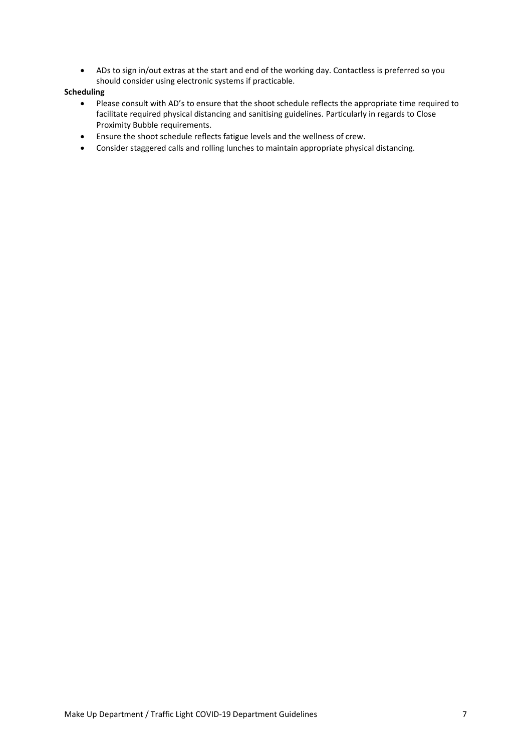- ADs to sign in/out extras at the start and end of the working day. Contactless is preferred so you should consider using electronic systems if practicable.

**Scheduling**

- Please consult with AD's to ensure that the shoot schedule reflects the appropriate time required to facilitate required physical distancing and sanitising guidelines. Particularly in regards to Close Proximity Bubble requirements.
- Ensure the shoot schedule reflects fatigue levels and the wellness of crew.
- Consider staggered calls and rolling lunches to maintain appropriate physical distancing.